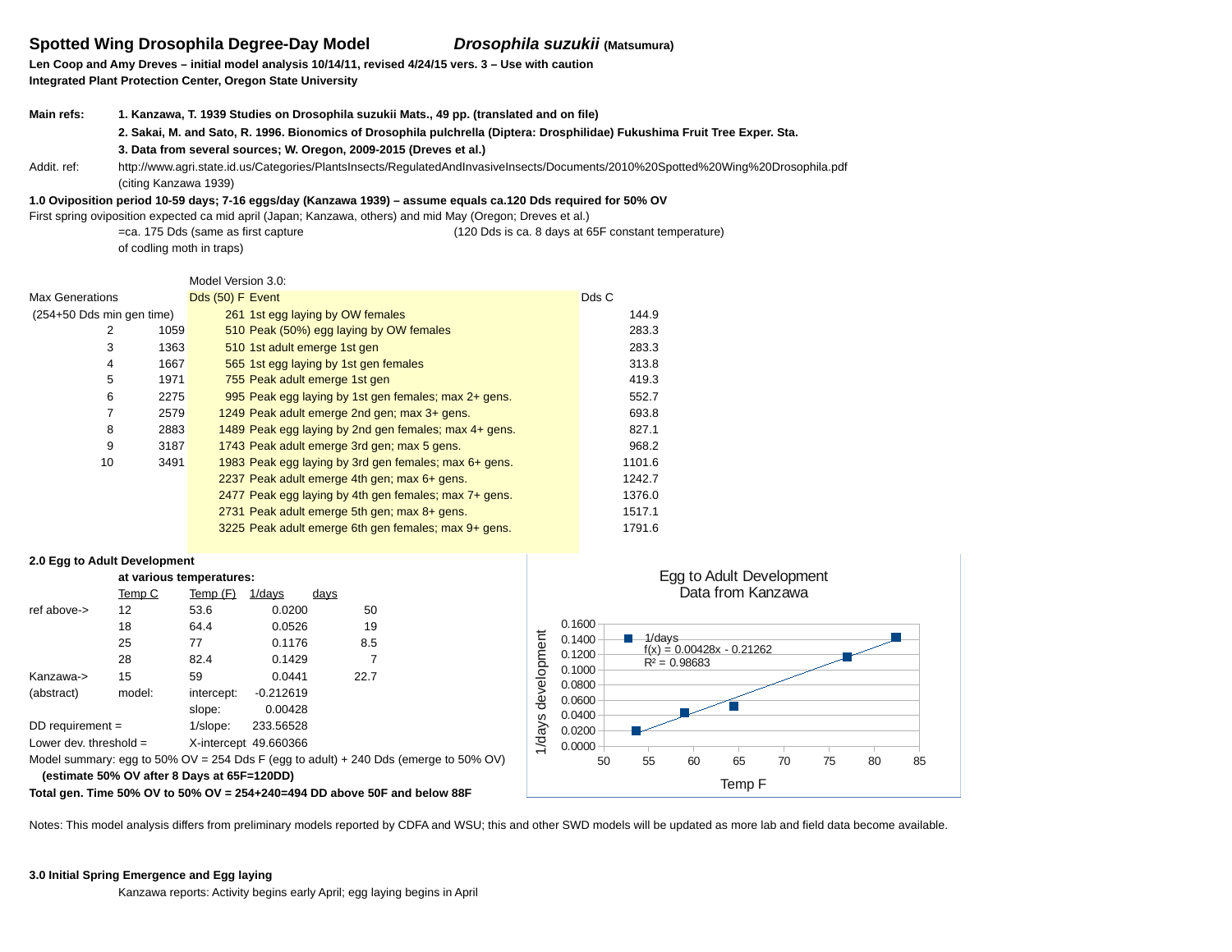# Spotted Wing Drosophila Degree-Day Model *Drosophila suzukii* (Matsumura)

**Len Coop and Amy Dreves – initial model analysis 10/14/11, revised 4/24/15 vers. 3 – Use with caution**
**Integrated Plant Protection Center, Oregon State University**

**Main refs:**
**1. Kanzawa, T. 1939 Studies on Drosophila suzukii Mats., 49 pp. (translated and on file)**
**2. Sakai, M. and Sato, R. 1996. Bionomics of Drosophila pulchrella (Diptera: Drosphilidae) Fukushima Fruit Tree Exper. Sta.**
**3. Data from several sources; W. Oregon, 2009-2015 (Dreves et al.)**

Addit. ref: http://www.agri.state.id.us/Categories/PlantsInsects/RegulatedAndInvasiveInsects/Documents/2010%20Spotted%20Wing%20Drosophila.pdf (citing Kanzawa 1939)

**1.0 Oviposition period 10-59 days; 7-16 eggs/day (Kanzawa 1939) – assume equals ca.120 Dds required for 50% OV**

First spring oviposition expected ca mid april (Japan; Kanzawa, others) and mid May (Oregon; Dreves et al.)
=ca. 175 Dds (same as first capture of codling moth in traps)
(120 Dds is ca. 8 days at 65F constant temperature)

Model Version 3.0:

| Max Generations | | Dds (50) F | Event | Dds C |
|---|---|---|---|---|
| (254+50 Dds min gen time) | | 261 | 1st egg laying by OW females | 144.9 |
| 2 | 1059 | 510 | Peak (50%) egg laying by OW females | 283.3 |
| 3 | 1363 | 510 | 1st adult emerge 1st gen | 283.3 |
| 4 | 1667 | 565 | 1st egg laying by 1st gen females | 313.8 |
| 5 | 1971 | 755 | Peak adult emerge 1st gen | 419.3 |
| 6 | 2275 | 995 | Peak egg laying by 1st gen females; max 2+ gens. | 552.7 |
| 7 | 2579 | 1249 | Peak adult emerge 2nd gen; max 3+ gens. | 693.8 |
| 8 | 2883 | 1489 | Peak egg laying by 2nd gen females; max 4+ gens. | 827.1 |
| 9 | 3187 | 1743 | Peak adult emerge 3rd gen; max 5 gens. | 968.2 |
| 10 | 3491 | 1983 | Peak egg laying by 3rd gen females; max 6+ gens. | 1101.6 |
| | | 2237 | Peak adult emerge 4th gen; max 6+ gens. | 1242.7 |
| | | 2477 | Peak egg laying by 4th gen females; max 7+ gens. | 1376.0 |
| | | 2731 | Peak adult emerge 5th gen; max 8+ gens. | 1517.1 |
| | | 3225 | Peak adult emerge 6th gen females; max 9+ gens. | 1791.6 |

**2.0 Egg to Adult Development**

**at various temperatures:**

| | Temp C | Temp (F) | 1/days | days |
|---|---|---|---|---|
| ref above-> | 12 | 53.6 | 0.0200 | 50 |
| | 18 | 64.4 | 0.0526 | 19 |
| | 25 | 77 | 0.1176 | 8.5 |
| | 28 | 82.4 | 0.1429 | 7 |
| Kanzawa-> | 15 | 59 | 0.0441 | 22.7 |
| (abstract) | model: | intercept: | -0.212619 | |
| | | slope: | 0.00428 | |
| DD requirement = | | 1/slope: | 233.56528 | |
| Lower dev. threshold = | | X-intercept | 49.660366 | |

Egg to Adult Development Data from Kanzawa (chart: 1/days development vs. Temp F; $f(x) = 0.00428x - 0.21262$, $R^2 = 0.98683$)

Model summary: egg to 50% OV = 254 Dds F (egg to adult) + 240 Dds (emerge to 50% OV)
**(estimate 50% OV after 8 Days at 65F=120DD)**
**Total gen. Time 50% OV to 50% OV = 254+240=494 DD above 50F and below 88F**

Notes: This model analysis differs from preliminary models reported by CDFA and WSU; this and other SWD models will be updated as more lab and field data become available.

**3.0 Initial Spring Emergence and Egg laying**

Kanzawa reports: Activity begins early April; egg laying begins in April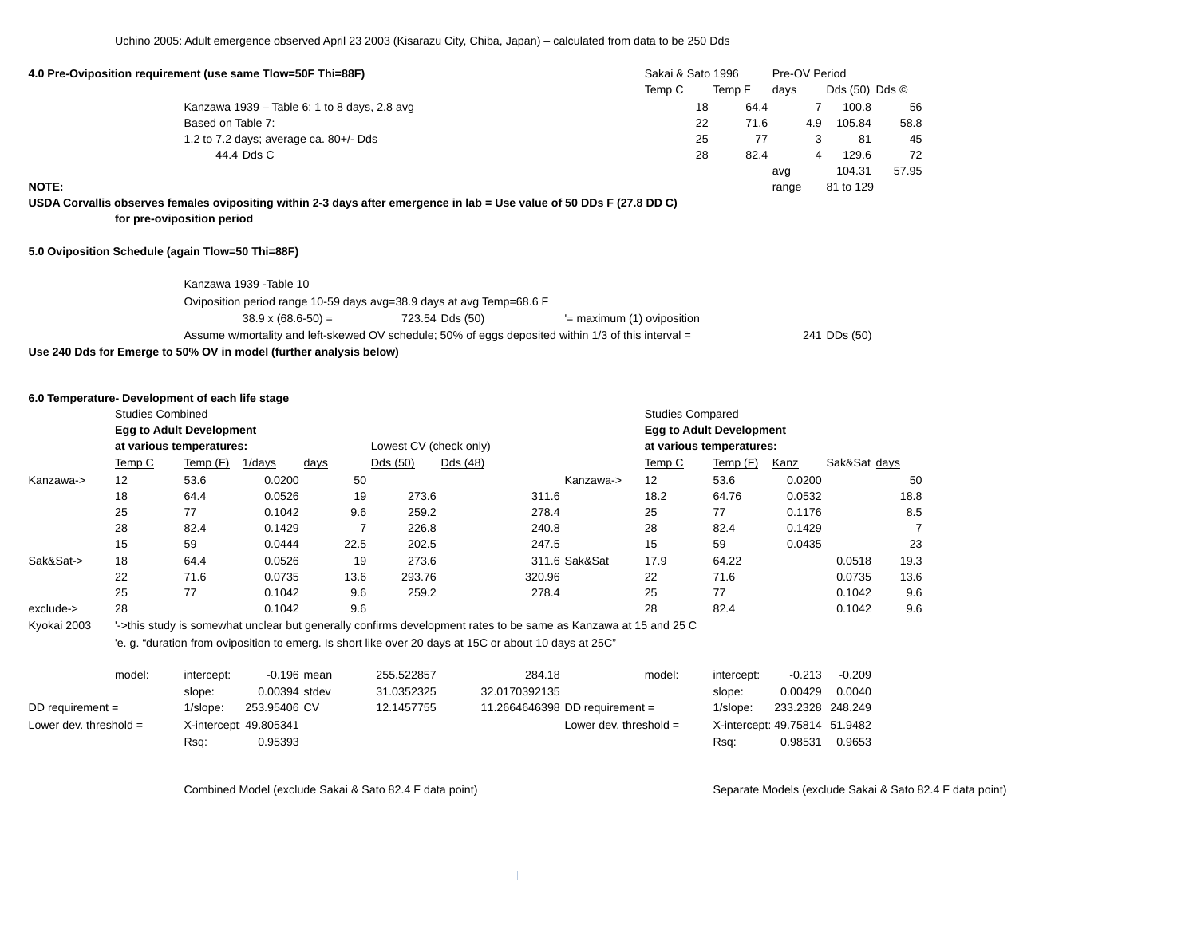Uchino 2005: Adult emergence observed April 23 2003 (Kisarazu City, Chiba, Japan) – calculated from data to be 250 Dds

**4.0 Pre-Oviposition requirement (use same Tlow=50F Thi=88F)**

Kanzawa 1939 – Table 6: 1 to 8 days, 2.8 avg

Based on Table 7:

1.2 to 7.2 days; average ca. 80+/- Dds

44.4 Dds C

| Sakai & Sato 1996 | | Pre-OV Period | | |
|---|---|---|---|---|
| Temp C | Temp F | days | Dds (50) | Dds © |
| 18 | 64.4 | 7 | 100.8 | 56 |
| 22 | 71.6 | 4.9 | 105.84 | 58.8 |
| 25 | 77 | 3 | 81 | 45 |
| 28 | 82.4 | 4 | 129.6 | 72 |
| | | avg | 104.31 | 57.95 |
| | | range | 81 to 129 | |

**NOTE:**

**USDA Corvallis observes females ovipositing within 2-3 days after emergence in lab = Use value of 50 DDs F (27.8 DD C) for pre-oviposition period**

**5.0 Oviposition Schedule (again Tlow=50 Thi=88F)**

Kanzawa 1939 -Table 10

Oviposition period range 10-59 days avg=38.9 days at avg Temp=68.6 F

38.9 x (68.6-50) = 723.54 Dds (50) '= maximum (1) oviposition

Assume w/mortality and left-skewed OV schedule; 50% of eggs deposited within 1/3 of this interval = 241 DDs (50)

**Use 240 Dds for Emerge to 50% OV in model (further analysis below)**

**6.0 Temperature- Development of each life stage**

Studies Combined — **Egg to Adult Development at various temperatures:**

| | Temp C | Temp (F) | 1/days | days | Dds (50) | Dds (48) |
|---|---|---|---|---|---|---|
| Kanzawa-> | 12 | 53.6 | 0.0200 | 50 | | |
| | 18 | 64.4 | 0.0526 | 19 | 273.6 | 311.6 |
| | 25 | 77 | 0.1042 | 9.6 | 259.2 | 278.4 |
| | 28 | 82.4 | 0.1429 | 7 | 226.8 | 240.8 |
| | 15 | 59 | 0.0444 | 22.5 | 202.5 | 247.5 |
| Sak&Sat-> | 18 | 64.4 | 0.0526 | 19 | 273.6 | 311.6 |
| | 22 | 71.6 | 0.0735 | 13.6 | 293.76 | 320.96 |
| | 25 | 77 | 0.1042 | 9.6 | 259.2 | 278.4 |
| exclude-> | 28 | | 0.1042 | 9.6 | | |

Lowest CV (check only)

Kyokai 2003 '->this study is somewhat unclear but generally confirms development rates to be same as Kanzawa at 15 and 25 C

'e. g. "duration from oviposition to emerg. Is short like over 20 days at 15C or about 10 days at 25C"

| | model: | | | | |
|---|---|---|---|---|---|
| | intercept: | -0.196 | mean | 255.522857 | 284.18 |
| | slope: | 0.00394 | stdev | 31.0352325 | 32.0170392135 |
| DD requirement = | 1/slope: | 253.95406 | CV | 12.1457755 | 11.2664646398 |
| Lower dev. threshold = | X-intercept | 49.805341 | | | |
| | Rsq: | 0.95393 | | | |

Combined Model (exclude Sakai & Sato 82.4 F data point)

Studies Compared — **Egg to Adult Development at various temperatures:**

| | Temp C | Temp (F) | Kanz | Sak&Sat | days |
|---|---|---|---|---|---|
| Kanzawa-> | 12 | 53.6 | 0.0200 | | 50 |
| | 18.2 | 64.76 | 0.0532 | | 18.8 |
| | 25 | 77 | 0.1176 | | 8.5 |
| | 28 | 82.4 | 0.1429 | | 7 |
| | 15 | 59 | 0.0435 | | 23 |
| Sak&Sat | 17.9 | 64.22 | | 0.0518 | 19.3 |
| | 22 | 71.6 | | 0.0735 | 13.6 |
| | 25 | 77 | | 0.1042 | 9.6 |
| | 28 | 82.4 | | 0.1042 | 9.6 |

| | model: | | |
|---|---|---|---|
| | intercept: | -0.213 | -0.209 |
| | slope: | 0.00429 | 0.0040 |
| DD requirement = | 1/slope: | 233.2328 | 248.249 |
| Lower dev. threshold = | X-intercept: | 49.75814 | 51.9482 |
| | Rsq: | 0.98531 | 0.9653 |

Separate Models (exclude Sakai & Sato 82.4 F data point)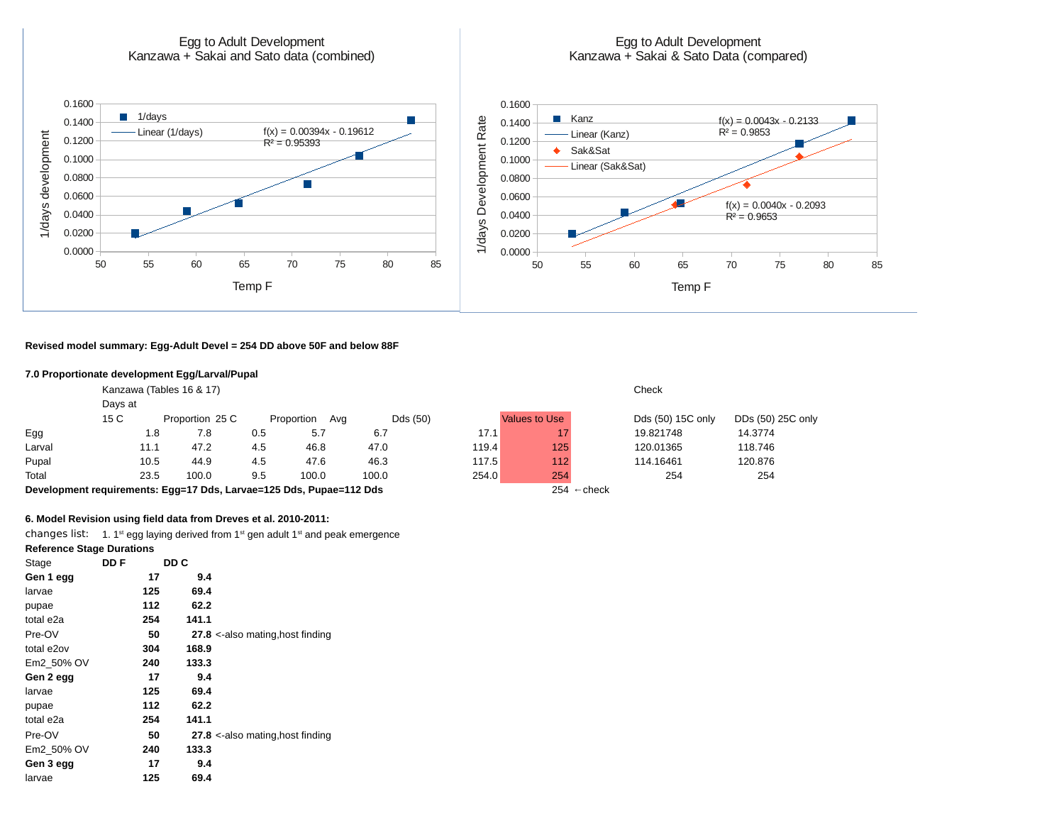Egg to Adult Development
Kanzawa + Sakai and Sato data (combined)

1/days development vs. Temp F — legend: 1/days; Linear (1/days). $f(x) = 0.00394x - 0.19612$, $R^2 = 0.95393$

Egg to Adult Development
Kanzawa + Sakai & Sato Data (compared)

1/days Development Rate vs. Temp F — legend: Kanz; Linear (Kanz); Sak&Sat; Linear (Sak&Sat). $f(x) = 0.0043x - 0.2133$, $R^2 = 0.9853$; $f(x) = 0.0040x - 0.2093$, $R^2 = 0.9653$

**Revised model summary: Egg-Adult Devel = 254 DD above 50F and below 88F**

**7.0 Proportionate development Egg/Larval/Pupal**

Kanzawa (Tables 16 & 17)

| | Days at 15 C | Proportion | 25 C | Proportion | Avg | Dds (50) | | Values to Use | | Check Dds (50) 15C only | DDs (50) 25C only |
|---|---|---|---|---|---|---|---|---|---|---|---|
| Egg | 1.8 | 7.8 | 0.5 | 5.7 | 6.7 | | 17.1 | 17 | | 19.821748 | 14.3774 |
| Larval | 11.1 | 47.2 | 4.5 | 46.8 | 47.0 | | 119.4 | 125 | | 120.01365 | 118.746 |
| Pupal | 10.5 | 44.9 | 4.5 | 47.6 | 46.3 | | 117.5 | 112 | | 114.16461 | 120.876 |
| Total | 23.5 | 100.0 | 9.5 | 100.0 | 100.0 | | 254.0 | 254 | | 254 | 254 |

**Development requirements: Egg=17 Dds, Larvae=125 Dds, Pupae=112 Dds** 254 ←check

**6. Model Revision using field data from Dreves et al. 2010-2011:**

changes list: 1. 1st egg laying derived from 1st gen adult 1st and peak emergence

**Reference Stage Durations**

| Stage | DD F | DD C | |
|---|---|---|---|
| **Gen 1 egg** | **17** | **9.4** | |
| larvae | **125** | **69.4** | |
| pupae | **112** | **62.2** | |
| total e2a | **254** | **141.1** | |
| Pre-OV | **50** | **27.8** | <-also mating,host finding |
| total e2ov | **304** | **168.9** | |
| Em2_50% OV | **240** | **133.3** | |
| **Gen 2 egg** | **17** | **9.4** | |
| larvae | **125** | **69.4** | |
| pupae | **112** | **62.2** | |
| total e2a | **254** | **141.1** | |
| Pre-OV | **50** | **27.8** | <-also mating,host finding |
| Em2_50% OV | **240** | **133.3** | |
| **Gen 3 egg** | **17** | **9.4** | |
| larvae | **125** | **69.4** | |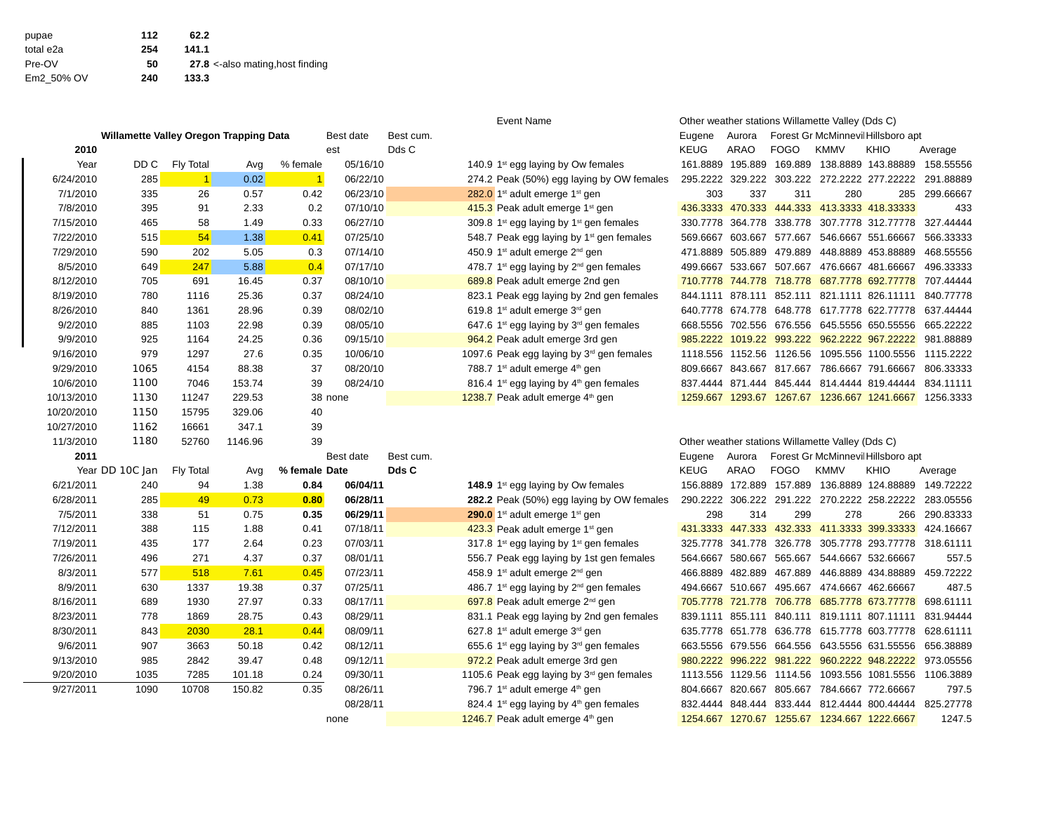| | | | |
|---|---|---|---|
| pupae | 112 | 62.2 | |
| total e2a | 254 | 141.1 | |
| Pre-OV | 50 | 27.8 | <-also mating,host finding |
| Em2_50% OV | 240 | 133.3 | |

| Willamette Valley Oregon Trapping Data | | | | | Best date | Best cum. | Event Name | Other weather stations Willamette Valley (Dds C) | | | | | |
|---|---|---|---|---|---|---|---|---|---|---|---|---|---|
| 2010 | | | | | est | Dds C | | Eugene KEUG | Aurora ARAO | Forest Gr FOGO | McMinnevil KMMV | Hillsboro apt KHIO | Average |
| Year | DD C | Fly Total | Avg | % female | 05/16/10 | | 140.9 1st egg laying by Ow females | 161.8889 | 195.889 | 169.889 | 138.8889 | 143.88889 | 158.55556 |
| 6/24/2010 | 285 | 1 | 0.02 | 1 | 06/22/10 | | 274.2 Peak (50%) egg laying by OW females | 295.2222 | 329.222 | 303.222 | 272.2222 | 277.22222 | 291.88889 |
| 7/1/2010 | 335 | 26 | 0.57 | 0.42 | 06/23/10 | | 282.0 1st adult emerge 1st gen | 303 | 337 | 311 | 280 | 285 | 299.66667 |
| 7/8/2010 | 395 | 91 | 2.33 | 0.2 | 07/10/10 | | 415.3 Peak adult emerge 1st gen | 436.3333 | 470.333 | 444.333 | 413.3333 | 418.33333 | 433 |
| 7/15/2010 | 465 | 58 | 1.49 | 0.33 | 06/27/10 | | 309.8 1st egg laying by 1st gen females | 330.7778 | 364.778 | 338.778 | 307.7778 | 312.77778 | 327.44444 |
| 7/22/2010 | 515 | 54 | 1.38 | 0.41 | 07/25/10 | | 548.7 Peak egg laying by 1st gen females | 569.6667 | 603.667 | 577.667 | 546.6667 | 551.66667 | 566.33333 |
| 7/29/2010 | 590 | 202 | 5.05 | 0.3 | 07/14/10 | | 450.9 1st adult emerge 2nd gen | 471.8889 | 505.889 | 479.889 | 448.8889 | 453.88889 | 468.55556 |
| 8/5/2010 | 649 | 247 | 5.88 | 0.4 | 07/17/10 | | 478.7 1st egg laying by 2nd gen females | 499.6667 | 533.667 | 507.667 | 476.6667 | 481.66667 | 496.33333 |
| 8/12/2010 | 705 | 691 | 16.45 | 0.37 | 08/10/10 | | 689.8 Peak adult emerge 2nd gen | 710.7778 | 744.778 | 718.778 | 687.7778 | 692.77778 | 707.44444 |
| 8/19/2010 | 780 | 1116 | 25.36 | 0.37 | 08/24/10 | | 823.1 Peak egg laying by 2nd gen females | 844.1111 | 878.111 | 852.111 | 821.1111 | 826.11111 | 840.77778 |
| 8/26/2010 | 840 | 1361 | 28.96 | 0.39 | 08/02/10 | | 619.8 1st adult emerge 3rd gen | 640.7778 | 674.778 | 648.778 | 617.7778 | 622.77778 | 637.44444 |
| 9/2/2010 | 885 | 1103 | 22.98 | 0.39 | 08/05/10 | | 647.6 1st egg laying by 3rd gen females | 668.5556 | 702.556 | 676.556 | 645.5556 | 650.55556 | 665.22222 |
| 9/9/2010 | 925 | 1164 | 24.25 | 0.36 | 09/15/10 | | 964.2 Peak adult emerge 3rd gen | 985.2222 | 1019.22 | 993.222 | 962.2222 | 967.22222 | 981.88889 |
| 9/16/2010 | 979 | 1297 | 27.6 | 0.35 | 10/06/10 | | 1097.6 Peak egg laying by 3rd gen females | 1118.556 | 1152.56 | 1126.56 | 1095.556 | 1100.5556 | 1115.2222 |
| 9/29/2010 | 1065 | 4154 | 88.38 | 37 | 08/20/10 | | 788.7 1st adult emerge 4th gen | 809.6667 | 843.667 | 817.667 | 786.6667 | 791.66667 | 806.33333 |
| 10/6/2010 | 1100 | 7046 | 153.74 | 39 | 08/24/10 | | 816.4 1st egg laying by 4th gen females | 837.4444 | 871.444 | 845.444 | 814.4444 | 819.44444 | 834.11111 |
| 10/13/2010 | 1130 | 11247 | 229.53 | 38 | none | | 1238.7 Peak adult emerge 4th gen | 1259.667 | 1293.67 | 1267.67 | 1236.667 | 1241.6667 | 1256.3333 |
| 10/20/2010 | 1150 | 15795 | 329.06 | 40 | | | | | | | | | |
| 10/27/2010 | 1162 | 16661 | 347.1 | 39 | | | | | | | | | |
| 11/3/2010 | 1180 | 52760 | 1146.96 | 39 | | | | | | | | | |

| 2011 | | | | | Best date | Best cum. | | Other weather stations Willamette Valley (Dds C) | | | | | |
|---|---|---|---|---|---|---|---|---|---|---|---|---|---|
| Year | DD 10C Jan | Fly Total | Avg | **% female** | **Date** | **Dds C** | | Eugene KEUG | Aurora ARAO | Forest Gr FOGO | McMinnevil KMMV | Hillsboro apt KHIO | Average |
| 6/21/2011 | 240 | 94 | 1.38 | **0.84** | **06/04/11** | | **148.9** 1st egg laying by Ow females | 156.8889 | 172.889 | 157.889 | 136.8889 | 124.88889 | 149.72222 |
| 6/28/2011 | 285 | 49 | 0.73 | **0.80** | **06/28/11** | | **282.2** Peak (50%) egg laying by OW females | 290.2222 | 306.222 | 291.222 | 270.2222 | 258.22222 | 283.05556 |
| 7/5/2011 | 338 | 51 | 0.75 | **0.35** | **06/29/11** | | **290.0** 1st adult emerge 1st gen | 298 | 314 | 299 | 278 | 266 | 290.83333 |
| 7/12/2011 | 388 | 115 | 1.88 | 0.41 | 07/18/11 | | 423.3 Peak adult emerge 1st gen | 431.3333 | 447.333 | 432.333 | 411.3333 | 399.33333 | 424.16667 |
| 7/19/2011 | 435 | 177 | 2.64 | 0.23 | 07/03/11 | | 317.8 1st egg laying by 1st gen females | 325.7778 | 341.778 | 326.778 | 305.7778 | 293.77778 | 318.61111 |
| 7/26/2011 | 496 | 271 | 4.37 | 0.37 | 08/01/11 | | 556.7 Peak egg laying by 1st gen females | 564.6667 | 580.667 | 565.667 | 544.6667 | 532.66667 | 557.5 |
| 8/3/2011 | 577 | 518 | 7.61 | 0.45 | 07/23/11 | | 458.9 1st adult emerge 2nd gen | 466.8889 | 482.889 | 467.889 | 446.8889 | 434.88889 | 459.72222 |
| 8/9/2011 | 630 | 1337 | 19.38 | 0.37 | 07/25/11 | | 486.7 1st egg laying by 2nd gen females | 494.6667 | 510.667 | 495.667 | 474.6667 | 462.66667 | 487.5 |
| 8/16/2011 | 689 | 1930 | 27.97 | 0.33 | 08/17/11 | | 697.8 Peak adult emerge 2nd gen | 705.7778 | 721.778 | 706.778 | 685.7778 | 673.77778 | 698.61111 |
| 8/23/2011 | 778 | 1869 | 28.75 | 0.43 | 08/29/11 | | 831.1 Peak egg laying by 2nd gen females | 839.1111 | 855.111 | 840.111 | 819.1111 | 807.11111 | 831.94444 |
| 8/30/2011 | 843 | 2030 | 28.1 | 0.44 | 08/09/11 | | 627.8 1st adult emerge 3rd gen | 635.7778 | 651.778 | 636.778 | 615.7778 | 603.77778 | 628.61111 |
| 9/6/2011 | 907 | 3663 | 50.18 | 0.42 | 08/12/11 | | 655.6 1st egg laying by 3rd gen females | 663.5556 | 679.556 | 664.556 | 643.5556 | 631.55556 | 656.38889 |
| 9/13/2010 | 985 | 2842 | 39.47 | 0.48 | 09/12/11 | | 972.2 Peak adult emerge 3rd gen | 980.2222 | 996.222 | 981.222 | 960.2222 | 948.22222 | 973.05556 |
| 9/20/2010 | 1035 | 7285 | 101.18 | 0.24 | 09/30/11 | | 1105.6 Peak egg laying by 3rd gen females | 1113.556 | 1129.56 | 1114.56 | 1093.556 | 1081.5556 | 1106.3889 |
| 9/27/2011 | 1090 | 10708 | 150.82 | 0.35 | 08/26/11 | | 796.7 1st adult emerge 4th gen | 804.6667 | 820.667 | 805.667 | 784.6667 | 772.66667 | 797.5 |
| | | | | | 08/28/11 | | 824.4 1st egg laying by 4th gen females | 832.4444 | 848.444 | 833.444 | 812.4444 | 800.44444 | 825.27778 |
| | | | | | none | | 1246.7 Peak adult emerge 4th gen | 1254.667 | 1270.67 | 1255.67 | 1234.667 | 1222.6667 | 1247.5 |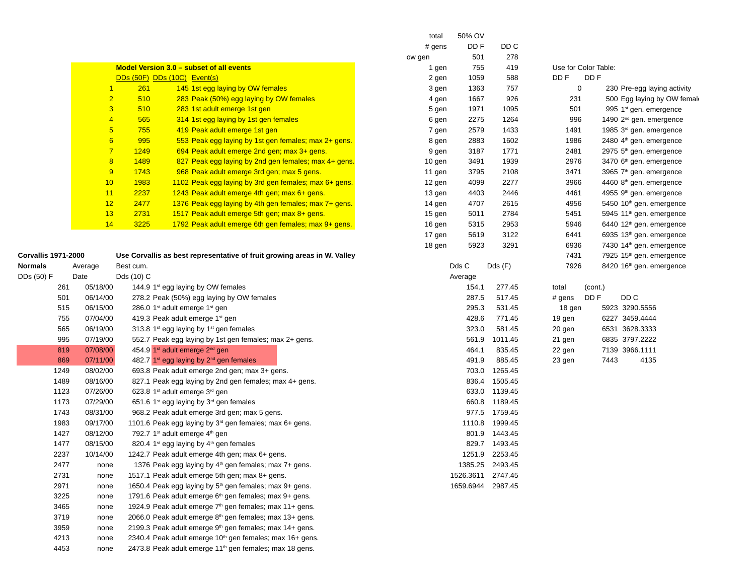## Model Version 3.0 – subset of all events

| | DDs (50F) | DDs (10C) | Event(s) |
|---|---|---|---|
| 1 | 261 | 145 | 1st egg laying by OW females |
| 2 | 510 | 283 | Peak (50%) egg laying by OW females |
| 3 | 510 | 283 | 1st adult emerge 1st gen |
| 4 | 565 | 314 | 1st egg laying by 1st gen females |
| 5 | 755 | 419 | Peak adult emerge 1st gen |
| 6 | 995 | 553 | Peak egg laying by 1st gen females; max 2+ gens. |
| 7 | 1249 | 694 | Peak adult emerge 2nd gen; max 3+ gens. |
| 8 | 1489 | 827 | Peak egg laying by 2nd gen females; max 4+ gens. |
| 9 | 1743 | 968 | Peak adult emerge 3rd gen; max 5 gens. |
| 10 | 1983 | 1102 | Peak egg laying by 3rd gen females; max 6+ gens. |
| 11 | 2237 | 1243 | Peak adult emerge 4th gen; max 6+ gens. |
| 12 | 2477 | 1376 | Peak egg laying by 4th gen females; max 7+ gens. |
| 13 | 2731 | 1517 | Peak adult emerge 5th gen; max 8+ gens. |
| 14 | 3225 | 1792 | Peak adult emerge 6th gen females; max 9+ gens. |

| total # gens | 50% OV DD F | DD C |
|---|---|---|
| ow gen | 501 | 278 |
| 1 gen | 755 | 419 |
| 2 gen | 1059 | 588 |
| 3 gen | 1363 | 757 |
| 4 gen | 1667 | 926 |
| 5 gen | 1971 | 1095 |
| 6 gen | 2275 | 1264 |
| 7 gen | 2579 | 1433 |
| 8 gen | 2883 | 1602 |
| 9 gen | 3187 | 1771 |
| 10 gen | 3491 | 1939 |
| 11 gen | 3795 | 2108 |
| 12 gen | 4099 | 2277 |
| 13 gen | 4403 | 2446 |
| 14 gen | 4707 | 2615 |
| 15 gen | 5011 | 2784 |
| 16 gen | 5315 | 2953 |
| 17 gen | 5619 | 3122 |
| 18 gen | 5923 | 3291 |

Use for Color Table:

| DD F | DD F | |
|---|---|---|
| 0 | 230 | Pre-egg laying activity |
| 231 | 500 | Egg laying by OW femal |
| 501 | 995 | 1st gen. emergence |
| 996 | 1490 | 2nd gen. emergence |
| 1491 | 1985 | 3rd gen. emergence |
| 1986 | 2480 | 4th gen. emergence |
| 2481 | 2975 | 5th gen. emergence |
| 2976 | 3470 | 6th gen. emergence |
| 3471 | 3965 | 7th gen. emergence |
| 3966 | 4460 | 8th gen. emergence |
| 4461 | 4955 | 9th gen. emergence |
| 4956 | 5450 | 10th gen. emergence |
| 5451 | 5945 | 11th gen. emergence |
| 5946 | 6440 | 12th gen. emergence |
| 6441 | 6935 | 13th gen. emergence |
| 6936 | 7430 | 14th gen. emergence |
| 7431 | 7925 | 15th gen. emergence |
| 7926 | 8420 | 16th gen. emergence |

total (cont.)

| # gens | DD F | DD C |
|---|---|---|
| 18 gen | 5923 | 3290.5556 |
| 19 gen | 6227 | 3459.4444 |
| 20 gen | 6531 | 3628.3333 |
| 21 gen | 6835 | 3797.2222 |
| 22 gen | 7139 | 3966.1111 |
| 23 gen | 7443 | 4135 |

**Corvallis 1971-2000** — **Use Corvallis as best representative of fruit growing areas in W. Valley**

| Normals DDs (50) F | Average Date | Best cum. Dds (10) C | Event | Dds C Average | Dds (F) |
|---|---|---|---|---|---|
| 261 | 05/18/00 | 144.9 | 1st egg laying by OW females | 154.1 | 277.45 |
| 501 | 06/14/00 | 278.2 | Peak (50%) egg laying by OW females | 287.5 | 517.45 |
| 515 | 06/15/00 | 286.0 | 1st adult emerge 1st gen | 295.3 | 531.45 |
| 755 | 07/04/00 | 419.3 | Peak adult emerge 1st gen | 428.6 | 771.45 |
| 565 | 06/19/00 | 313.8 | 1st egg laying by 1st gen females | 323.0 | 581.45 |
| 995 | 07/19/00 | 552.7 | Peak egg laying by 1st gen females; max 2+ gens. | 561.9 | 1011.45 |
| 819 | 07/08/00 | 454.9 | 1st adult emerge 2nd gen | 464.1 | 835.45 |
| 869 | 07/11/00 | 482.7 | 1st egg laying by 2nd gen females | 491.9 | 885.45 |
| 1249 | 08/02/00 | 693.8 | Peak adult emerge 2nd gen; max 3+ gens. | 703.0 | 1265.45 |
| 1489 | 08/16/00 | 827.1 | Peak egg laying by 2nd gen females; max 4+ gens. | 836.4 | 1505.45 |
| 1123 | 07/26/00 | 623.8 | 1st adult emerge 3rd gen | 633.0 | 1139.45 |
| 1173 | 07/29/00 | 651.6 | 1st egg laying by 3rd gen females | 660.8 | 1189.45 |
| 1743 | 08/31/00 | 968.2 | Peak adult emerge 3rd gen; max 5 gens. | 977.5 | 1759.45 |
| 1983 | 09/17/00 | 1101.6 | Peak egg laying by 3rd gen females; max 6+ gens. | 1110.8 | 1999.45 |
| 1427 | 08/12/00 | 792.7 | 1st adult emerge 4th gen | 801.9 | 1443.45 |
| 1477 | 08/15/00 | 820.4 | 1st egg laying by 4th gen females | 829.7 | 1493.45 |
| 2237 | 10/14/00 | 1242.7 | Peak adult emerge 4th gen; max 6+ gens. | 1251.9 | 2253.45 |
| 2477 | none | 1376 | Peak egg laying by 4th gen females; max 7+ gens. | 1385.25 | 2493.45 |
| 2731 | none | 1517.1 | Peak adult emerge 5th gen; max 8+ gens. | 1526.3611 | 2747.45 |
| 2971 | none | 1650.4 | Peak egg laying by 5th gen females; max 9+ gens. | 1659.6944 | 2987.45 |
| 3225 | none | 1791.6 | Peak adult emerge 6th gen females; max 9+ gens. | | |
| 3465 | none | 1924.9 | Peak adult emerge 7th gen females; max 11+ gens. | | |
| 3719 | none | 2066.0 | Peak adult emerge 8th gen females; max 13+ gens. | | |
| 3959 | none | 2199.3 | Peak adult emerge 9th gen females; max 14+ gens. | | |
| 4213 | none | 2340.4 | Peak adult emerge 10th gen females; max 16+ gens. | | |
| 4453 | none | 2473.8 | Peak adult emerge 11th gen females; max 18 gens. | | |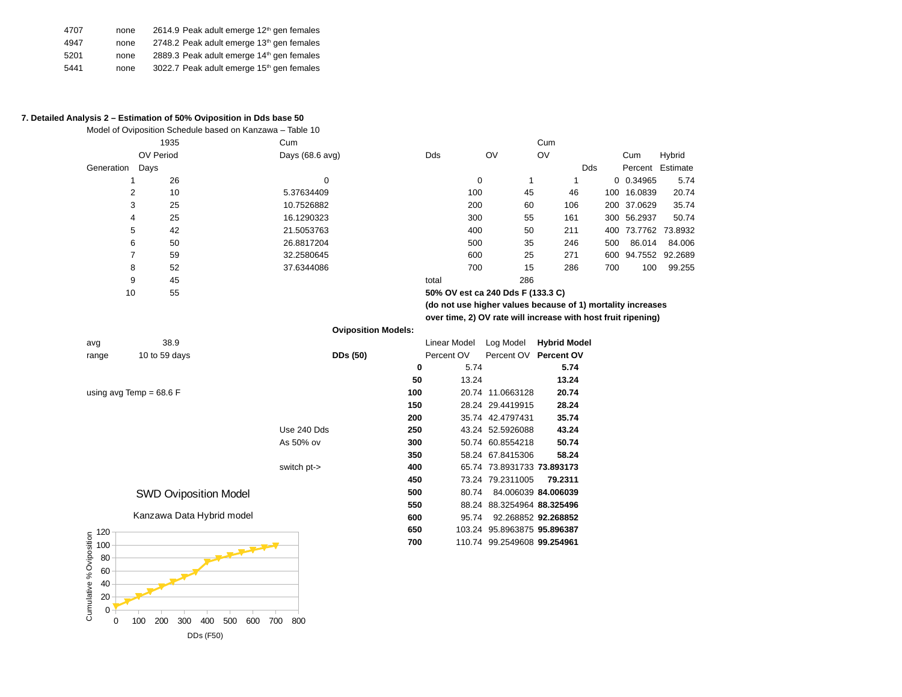| | | | |
|---|---|---|---|
| 4707 | none | 2614.9 | Peak adult emerge 12[th] gen females |
| 4947 | none | 2748.2 | Peak adult emerge 13[th] gen females |
| 5201 | none | 2889.3 | Peak adult emerge 14[th] gen females |
| 5441 | none | 3022.7 | Peak adult emerge 15[th] gen females |

**7. Detailed Analysis 2 – Estimation of 50% Oviposition in Dds base 50**

Model of Oviposition Schedule based on Kanzawa – Table 10

| Generation | 1935 OV Period Days | Cum Days (68.6 avg) |
|---|---|---|
| 1 | 26 | 0 |
| 2 | 10 | 5.37634409 |
| 3 | 25 | 10.7526882 |
| 4 | 25 | 16.1290323 |
| 5 | 42 | 21.5053763 |
| 6 | 50 | 26.8817204 |
| 7 | 59 | 32.2580645 |
| 8 | 52 | 37.6344086 |
| 9 | 45 | |
| 10 | 55 | |

avg 38.9

range 10 to 59 days

using avg Temp = 68.6 F

| Dds | OV | Cum OV | Dds | Cum Percent | Hybrid Estimate |
|---|---|---|---|---|---|
| 0 | 1 | 1 | 0 | 0.34965 | 5.74 |
| 100 | 45 | 46 | 100 | 16.0839 | 20.74 |
| 200 | 60 | 106 | 200 | 37.0629 | 35.74 |
| 300 | 55 | 161 | 300 | 56.2937 | 50.74 |
| 400 | 50 | 211 | 400 | 73.7762 | 73.8932 |
| 500 | 35 | 246 | 500 | 86.014 | 84.006 |
| 600 | 25 | 271 | 600 | 94.7552 | 92.2689 |
| 700 | 15 | 286 | 700 | 100 | 99.255 |
| total | 286 | | | | |

**50% OV est ca 240 Dds F (133.3 C)**

**(do not use higher values because of 1) mortality increases over time, 2) OV rate will increase with host fruit ripening)**

**Oviposition Models:**

Use 240 Dds As 50% ov

| **DDs (50)** | Linear Model Percent OV | Log Model Percent OV | **Hybrid Model Percent OV** |
|---|---|---|---|
| **0** | 5.74 | | **5.74** |
| **50** | 13.24 | | **13.24** |
| **100** | 20.74 | 11.0663128 | **20.74** |
| **150** | 28.24 | 29.4419915 | **28.24** |
| **200** | 35.74 | 42.4797431 | **35.74** |
| **250** | 43.24 | 52.5926088 | **43.24** |
| **300** | 50.74 | 60.8554218 | **50.74** |
| **350** | 58.24 | 67.8415306 | **58.24** |
| **400** (switch pt->) | 65.74 | 73.8931733 | **73.893173** |
| **450** | 73.24 | 79.2311005 | **79.2311** |
| **500** | 80.74 | 84.006039 | **84.006039** |
| **550** | 88.24 | 88.3254964 | **88.325496** |
| **600** | 95.74 | 92.268852 | **92.268852** |
| **650** | 103.24 | 95.8963875 | **95.896387** |
| **700** | 110.74 | 99.2549608 | **99.254961** |

SWD Oviposition Model

Kanzawa Data Hybrid model

Cumulative % Oviposition

0 20 40 60 80 100 120

0 100 200 300 400 500 600 700 800

DDs (F50)